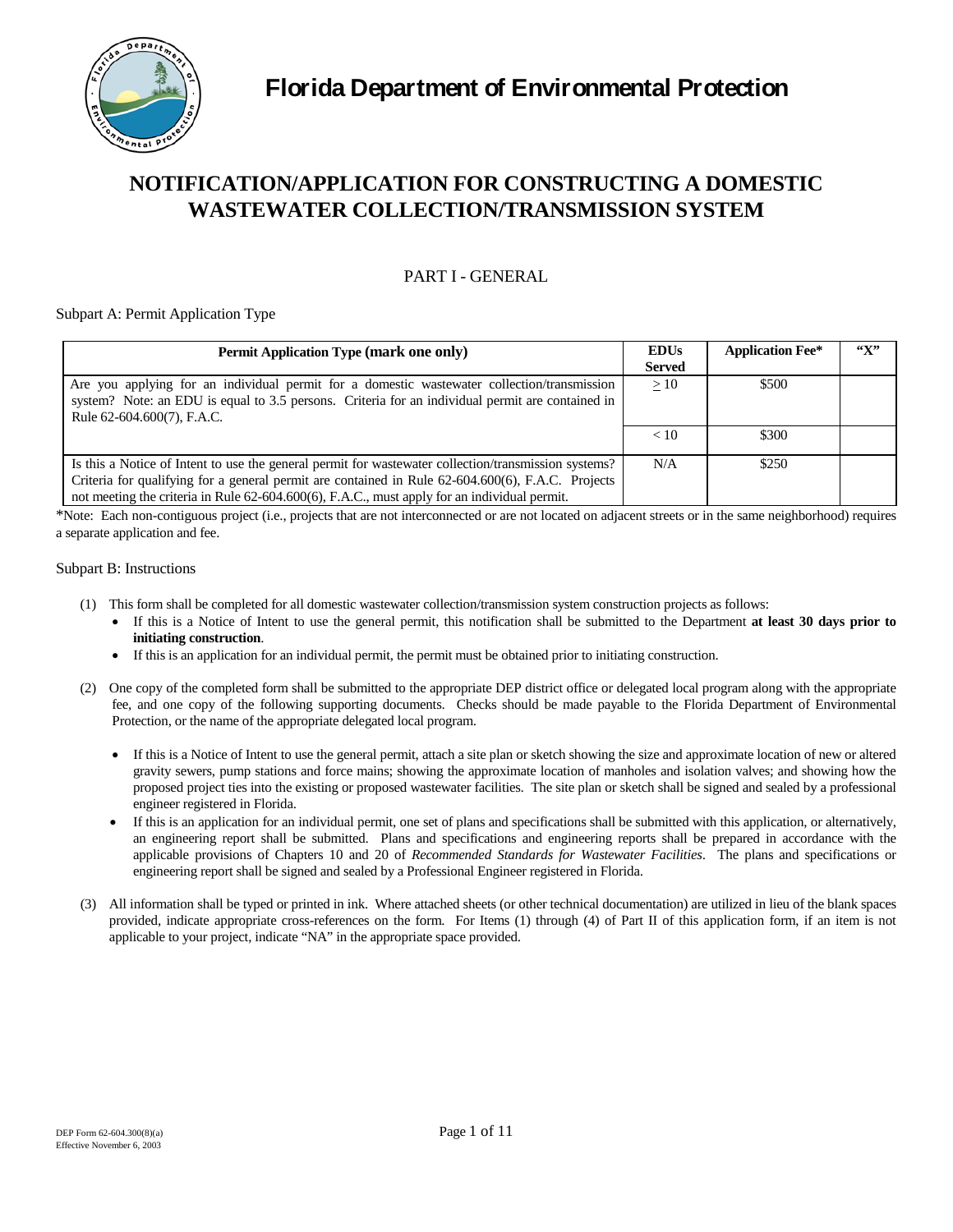# Florida Department of Environmental Protection

## NOTIFICATION/APPLICATION FOR CONSTRUCTING A DOMESTIC WASTEWATER COLLECTION/TRANSMISSION SYSTEM

### PART I - GENERAL

Subpart A: Permit Application Type

| Permit Application Type (mark one only) | EDUs Served | Application Fee* | "X" |
|---|---|---|---|
| Are you applying for an individual permit for a domestic wastewater collection/transmission system? Note: an EDU is equal to 3.5 persons. Criteria for an individual permit are contained in Rule 62-604.600(7), F.A.C. | $\geq$ 10 | \$500 | |
| | < 10 | \$300 | |
| Is this a Notice of Intent to use the general permit for wastewater collection/transmission systems? Criteria for qualifying for a general permit are contained in Rule 62-604.600(6), F.A.C. Projects not meeting the criteria in Rule 62-604.600(6), F.A.C., must apply for an individual permit. | N/A | \$250 | |

*Note: Each non-contiguous project (i.e., projects that are not interconnected or are not located on adjacent streets or in the same neighborhood) requires a separate application and fee.

Subpart B: Instructions

(1) This form shall be completed for all domestic wastewater collection/transmission system construction projects as follows:
- If this is a Notice of Intent to use the general permit, this notification shall be submitted to the Department **at least 30 days prior to initiating construction**.
- If this is an application for an individual permit, the permit must be obtained prior to initiating construction.

(2) One copy of the completed form shall be submitted to the appropriate DEP district office or delegated local program along with the appropriate fee, and one copy of the following supporting documents. Checks should be made payable to the Florida Department of Environmental Protection, or the name of the appropriate delegated local program.

- If this is a Notice of Intent to use the general permit, attach a site plan or sketch showing the size and approximate location of new or altered gravity sewers, pump stations and force mains; showing the approximate location of manholes and isolation valves; and showing how the proposed project ties into the existing or proposed wastewater facilities. The site plan or sketch shall be signed and sealed by a professional engineer registered in Florida.
- If this is an application for an individual permit, one set of plans and specifications shall be submitted with this application, or alternatively, an engineering report shall be submitted. Plans and specifications and engineering reports shall be prepared in accordance with the applicable provisions of Chapters 10 and 20 of *Recommended Standards for Wastewater Facilities*. The plans and specifications or engineering report shall be signed and sealed by a Professional Engineer registered in Florida.

(3) All information shall be typed or printed in ink. Where attached sheets (or other technical documentation) are utilized in lieu of the blank spaces provided, indicate appropriate cross-references on the form. For Items (1) through (4) of Part II of this application form, if an item is not applicable to your project, indicate "NA" in the appropriate space provided.

DEP Form 62-604.300(8)(a)
Effective November 6, 2003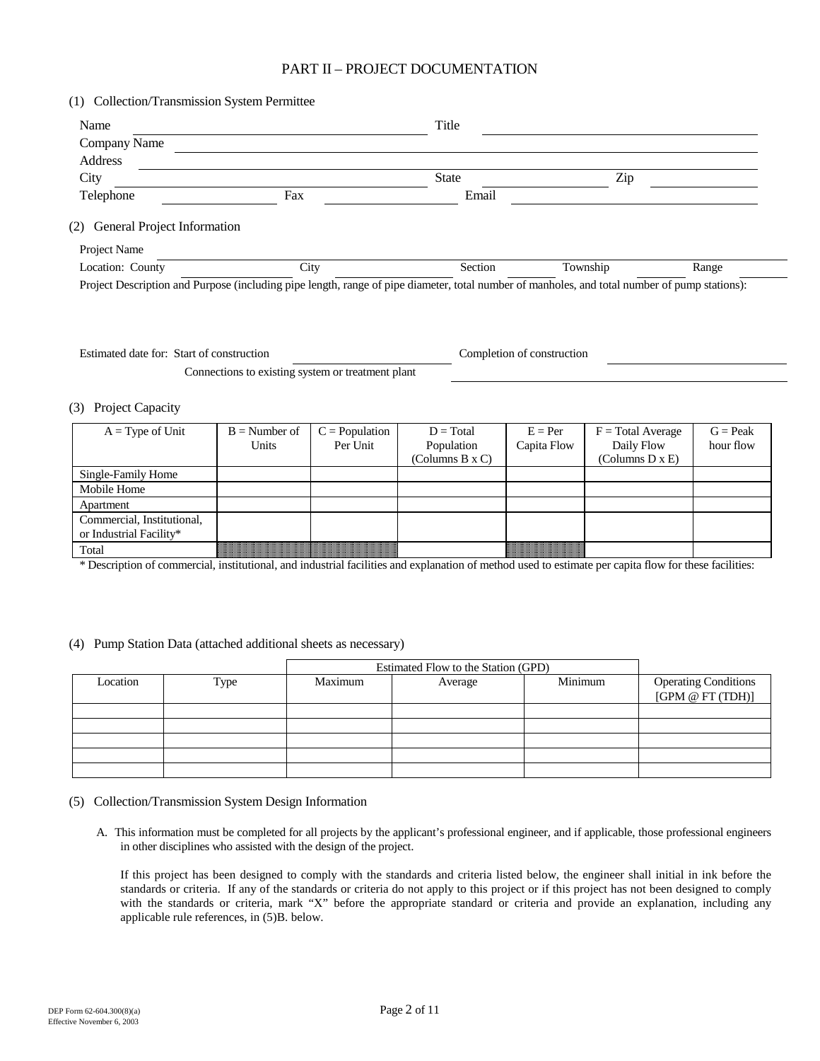# PART II – PROJECT DOCUMENTATION

(1) Collection/Transmission System Permittee

Name ______________________________ Title ______________________________

Company Name ______________________________

Address ______________________________

City ______________________________ State ______________ Zip ______________

Telephone ______________ Fax ______________ Email ______________________________

(2) General Project Information

Project Name ______________________________

Location: County ______________ City ______________ Section ______________ Township ______________ Range ______________

Project Description and Purpose (including pipe length, range of pipe diameter, total number of manholes, and total number of pump stations):

Estimated date for: Start of construction ______________ Completion of construction ______________

Connections to existing system or treatment plant ______________

(3) Project Capacity

| A = Type of Unit | B = Number of Units | C = Population Per Unit | D = Total Population (Columns B x C) | E = Per Capita Flow | F = Total Average Daily Flow (Columns D x E) | G = Peak hour flow |
|---|---|---|---|---|---|---|
| Single-Family Home | | | | | | |
| Mobile Home | | | | | | |
| Apartment | | | | | | |
| Commercial, Institutional, or Industrial Facility* | | | | | | |
| Total | | | | | | |

* Description of commercial, institutional, and industrial facilities and explanation of method used to estimate per capita flow for these facilities:

(4) Pump Station Data (attached additional sheets as necessary)

| Location | Type | Estimated Flow to the Station (GPD) | | | Operating Conditions [GPM @ FT (TDH)] |
|---|---|---|---|---|---|
| | | Maximum | Average | Minimum | |
| | | | | | |
| | | | | | |
| | | | | | |
| | | | | | |
| | | | | | |

(5) Collection/Transmission System Design Information

A. This information must be completed for all projects by the applicant's professional engineer, and if applicable, those professional engineers in other disciplines who assisted with the design of the project.

If this project has been designed to comply with the standards and criteria listed below, the engineer shall initial in ink before the standards or criteria. If any of the standards or criteria do not apply to this project or if this project has not been designed to comply with the standards or criteria, mark "X" before the appropriate standard or criteria and provide an explanation, including any applicable rule references, in (5)B. below.

DEP Form 62-604.300(8)(a)
Effective November 6, 2003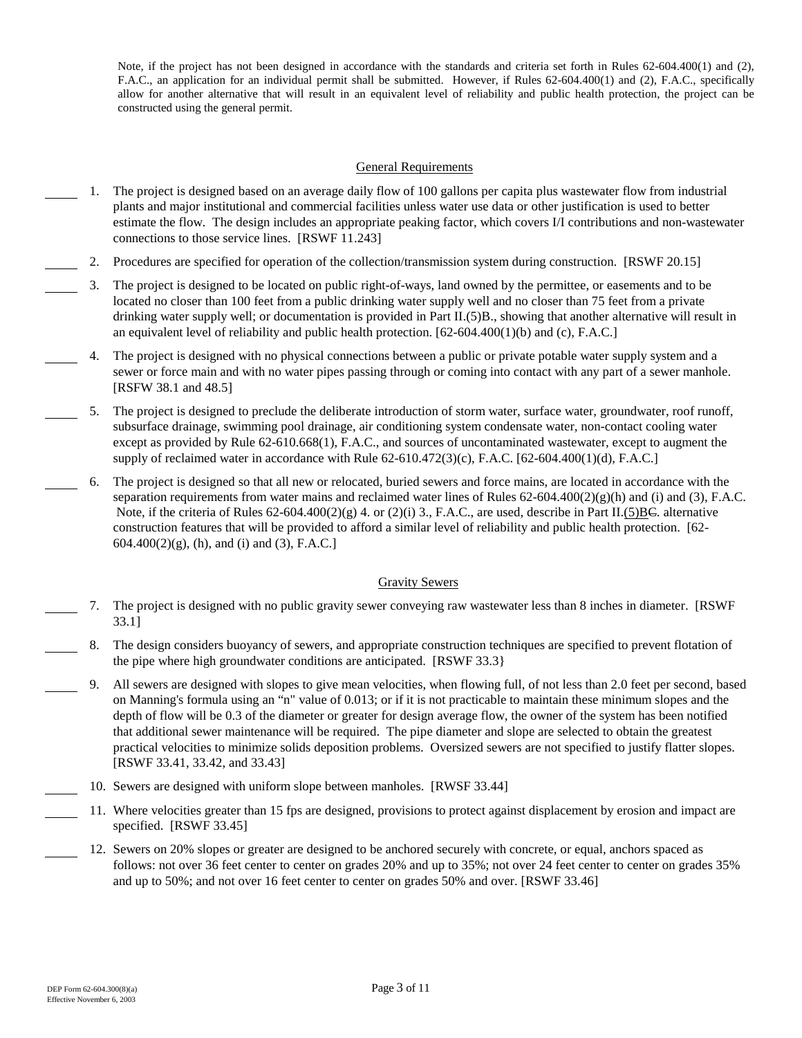Note, if the project has not been designed in accordance with the standards and criteria set forth in Rules 62-604.400(1) and (2), F.A.C., an application for an individual permit shall be submitted. However, if Rules 62-604.400(1) and (2), F.A.C., specifically allow for another alternative that will result in an equivalent level of reliability and public health protection, the project can be constructed using the general permit.

## General Requirements

_____ 1. The project is designed based on an average daily flow of 100 gallons per capita plus wastewater flow from industrial plants and major institutional and commercial facilities unless water use data or other justification is used to better estimate the flow. The design includes an appropriate peaking factor, which covers I/I contributions and non-wastewater connections to those service lines. [RSWF 11.243]

_____ 2. Procedures are specified for operation of the collection/transmission system during construction. [RSWF 20.15]

_____ 3. The project is designed to be located on public right-of-ways, land owned by the permittee, or easements and to be located no closer than 100 feet from a public drinking water supply well and no closer than 75 feet from a private drinking water supply well; or documentation is provided in Part II.(5)B., showing that another alternative will result in an equivalent level of reliability and public health protection. [62-604.400(1)(b) and (c), F.A.C.]

_____ 4. The project is designed with no physical connections between a public or private potable water supply system and a sewer or force main and with no water pipes passing through or coming into contact with any part of a sewer manhole. [RSFW 38.1 and 48.5]

_____ 5. The project is designed to preclude the deliberate introduction of storm water, surface water, groundwater, roof runoff, subsurface drainage, swimming pool drainage, air conditioning system condensate water, non-contact cooling water except as provided by Rule 62-610.668(1), F.A.C., and sources of uncontaminated wastewater, except to augment the supply of reclaimed water in accordance with Rule 62-610.472(3)(c), F.A.C. [62-604.400(1)(d), F.A.C.]

_____ 6. The project is designed so that all new or relocated, buried sewers and force mains, are located in accordance with the separation requirements from water mains and reclaimed water lines of Rules 62-604.400(2)(g)(h) and (i) and (3), F.A.C. Note, if the criteria of Rules 62-604.400(2)(g) 4. or (2)(i) 3., F.A.C., are used, describe in Part II.(5)B~~C~~. alternative construction features that will be provided to afford a similar level of reliability and public health protection. [62-604.400(2)(g), (h), and (i) and (3), F.A.C.]

## Gravity Sewers

_____ 7. The project is designed with no public gravity sewer conveying raw wastewater less than 8 inches in diameter. [RSWF 33.1]

_____ 8. The design considers buoyancy of sewers, and appropriate construction techniques are specified to prevent flotation of the pipe where high groundwater conditions are anticipated. [RSWF 33.3}

_____ 9. All sewers are designed with slopes to give mean velocities, when flowing full, of not less than 2.0 feet per second, based on Manning's formula using an "n" value of 0.013; or if it is not practicable to maintain these minimum slopes and the depth of flow will be 0.3 of the diameter or greater for design average flow, the owner of the system has been notified that additional sewer maintenance will be required. The pipe diameter and slope are selected to obtain the greatest practical velocities to minimize solids deposition problems. Oversized sewers are not specified to justify flatter slopes. [RSWF 33.41, 33.42, and 33.43]

_____ 10. Sewers are designed with uniform slope between manholes. [RWSF 33.44]

_____ 11. Where velocities greater than 15 fps are designed, provisions to protect against displacement by erosion and impact are specified. [RSWF 33.45]

_____ 12. Sewers on 20% slopes or greater are designed to be anchored securely with concrete, or equal, anchors spaced as follows: not over 36 feet center to center on grades 20% and up to 35%; not over 24 feet center to center on grades 35% and up to 50%; and not over 16 feet center to center on grades 50% and over. [RSWF 33.46]

DEP Form 62-604.300(8)(a)
Effective November 6, 2003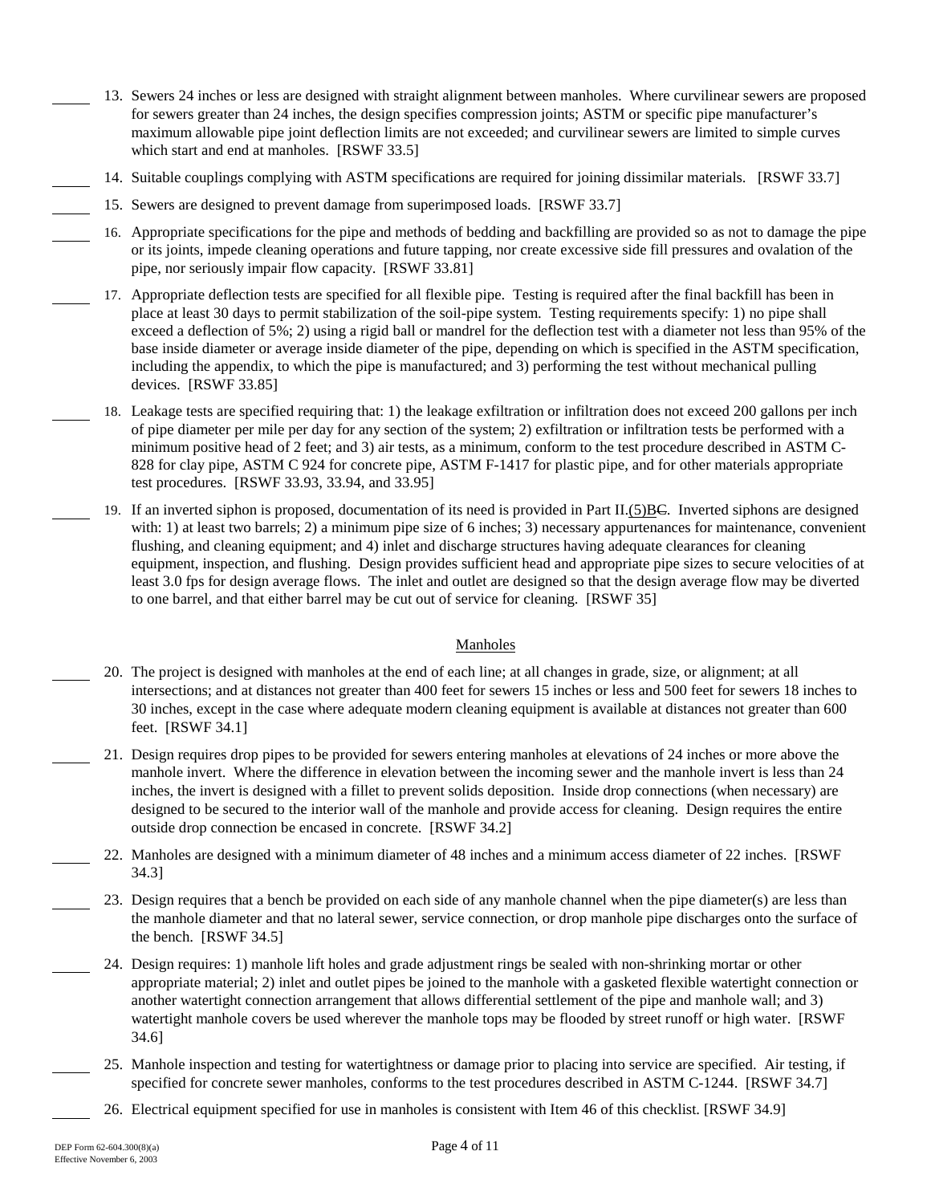_____ 13. Sewers 24 inches or less are designed with straight alignment between manholes. Where curvilinear sewers are proposed for sewers greater than 24 inches, the design specifies compression joints; ASTM or specific pipe manufacturer's maximum allowable pipe joint deflection limits are not exceeded; and curvilinear sewers are limited to simple curves which start and end at manholes. [RSWF 33.5]

_____ 14. Suitable couplings complying with ASTM specifications are required for joining dissimilar materials. [RSWF 33.7]

_____ 15. Sewers are designed to prevent damage from superimposed loads. [RSWF 33.7]

_____ 16. Appropriate specifications for the pipe and methods of bedding and backfilling are provided so as not to damage the pipe or its joints, impede cleaning operations and future tapping, nor create excessive side fill pressures and ovalation of the pipe, nor seriously impair flow capacity. [RSWF 33.81]

_____ 17. Appropriate deflection tests are specified for all flexible pipe. Testing is required after the final backfill has been in place at least 30 days to permit stabilization of the soil-pipe system. Testing requirements specify: 1) no pipe shall exceed a deflection of 5%; 2) using a rigid ball or mandrel for the deflection test with a diameter not less than 95% of the base inside diameter or average inside diameter of the pipe, depending on which is specified in the ASTM specification, including the appendix, to which the pipe is manufactured; and 3) performing the test without mechanical pulling devices. [RSWF 33.85]

_____ 18. Leakage tests are specified requiring that: 1) the leakage exfiltration or infiltration does not exceed 200 gallons per inch of pipe diameter per mile per day for any section of the system; 2) exfiltration or infiltration tests be performed with a minimum positive head of 2 feet; and 3) air tests, as a minimum, conform to the test procedure described in ASTM C-828 for clay pipe, ASTM C 924 for concrete pipe, ASTM F-1417 for plastic pipe, and for other materials appropriate test procedures. [RSWF 33.93, 33.94, and 33.95]

_____ 19. If an inverted siphon is proposed, documentation of its need is provided in Part II.(5)B~~C~~. Inverted siphons are designed with: 1) at least two barrels; 2) a minimum pipe size of 6 inches; 3) necessary appurtenances for maintenance, convenient flushing, and cleaning equipment; and 4) inlet and discharge structures having adequate clearances for cleaning equipment, inspection, and flushing. Design provides sufficient head and appropriate pipe sizes to secure velocities of at least 3.0 fps for design average flows. The inlet and outlet are designed so that the design average flow may be diverted to one barrel, and that either barrel may be cut out of service for cleaning. [RSWF 35]

## Manholes

_____ 20. The project is designed with manholes at the end of each line; at all changes in grade, size, or alignment; at all intersections; and at distances not greater than 400 feet for sewers 15 inches or less and 500 feet for sewers 18 inches to 30 inches, except in the case where adequate modern cleaning equipment is available at distances not greater than 600 feet. [RSWF 34.1]

_____ 21. Design requires drop pipes to be provided for sewers entering manholes at elevations of 24 inches or more above the manhole invert. Where the difference in elevation between the incoming sewer and the manhole invert is less than 24 inches, the invert is designed with a fillet to prevent solids deposition. Inside drop connections (when necessary) are designed to be secured to the interior wall of the manhole and provide access for cleaning. Design requires the entire outside drop connection be encased in concrete. [RSWF 34.2]

_____ 22. Manholes are designed with a minimum diameter of 48 inches and a minimum access diameter of 22 inches. [RSWF 34.3]

_____ 23. Design requires that a bench be provided on each side of any manhole channel when the pipe diameter(s) are less than the manhole diameter and that no lateral sewer, service connection, or drop manhole pipe discharges onto the surface of the bench. [RSWF 34.5]

_____ 24. Design requires: 1) manhole lift holes and grade adjustment rings be sealed with non-shrinking mortar or other appropriate material; 2) inlet and outlet pipes be joined to the manhole with a gasketed flexible watertight connection or another watertight connection arrangement that allows differential settlement of the pipe and manhole wall; and 3) watertight manhole covers be used wherever the manhole tops may be flooded by street runoff or high water. [RSWF 34.6]

_____ 25. Manhole inspection and testing for watertightness or damage prior to placing into service are specified. Air testing, if specified for concrete sewer manholes, conforms to the test procedures described in ASTM C-1244. [RSWF 34.7]

_____ 26. Electrical equipment specified for use in manholes is consistent with Item 46 of this checklist. [RSWF 34.9]

DEP Form 62-604.300(8)(a)
Effective November 6, 2003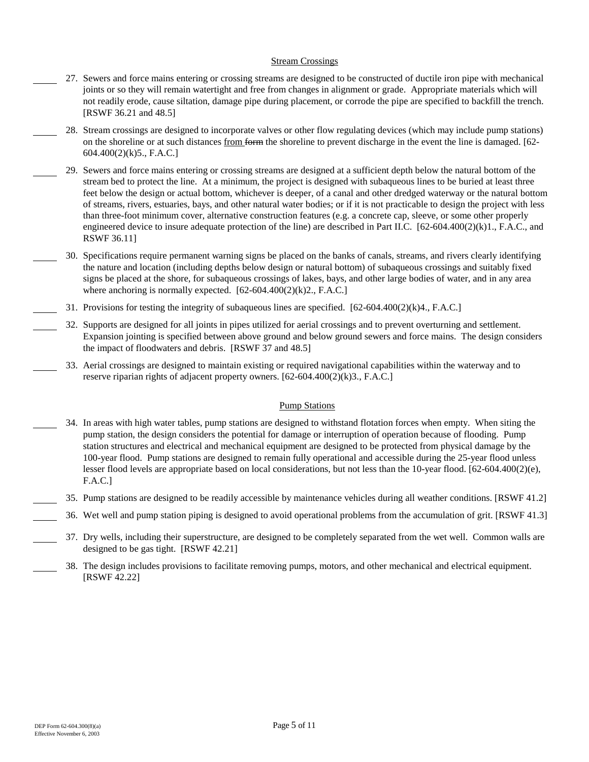## Stream Crossings

_____ 27. Sewers and force mains entering or crossing streams are designed to be constructed of ductile iron pipe with mechanical joints or so they will remain watertight and free from changes in alignment or grade. Appropriate materials which will not readily erode, cause siltation, damage pipe during placement, or corrode the pipe are specified to backfill the trench. [RSWF 36.21 and 48.5]

_____ 28. Stream crossings are designed to incorporate valves or other flow regulating devices (which may include pump stations) on the shoreline or at such distances <u>from</u> ~~form~~ the shoreline to prevent discharge in the event the line is damaged. [62-604.400(2)(k)5., F.A.C.]

_____ 29. Sewers and force mains entering or crossing streams are designed at a sufficient depth below the natural bottom of the stream bed to protect the line. At a minimum, the project is designed with subaqueous lines to be buried at least three feet below the design or actual bottom, whichever is deeper, of a canal and other dredged waterway or the natural bottom of streams, rivers, estuaries, bays, and other natural water bodies; or if it is not practicable to design the project with less than three-foot minimum cover, alternative construction features (e.g. a concrete cap, sleeve, or some other properly engineered device to insure adequate protection of the line) are described in Part II.C. [62-604.400(2)(k)1., F.A.C., and RSWF 36.11]

_____ 30. Specifications require permanent warning signs be placed on the banks of canals, streams, and rivers clearly identifying the nature and location (including depths below design or natural bottom) of subaqueous crossings and suitably fixed signs be placed at the shore, for subaqueous crossings of lakes, bays, and other large bodies of water, and in any area where anchoring is normally expected. [62-604.400(2)(k)2., F.A.C.]

_____ 31. Provisions for testing the integrity of subaqueous lines are specified. [62-604.400(2)(k)4., F.A.C.]

_____ 32. Supports are designed for all joints in pipes utilized for aerial crossings and to prevent overturning and settlement. Expansion jointing is specified between above ground and below ground sewers and force mains. The design considers the impact of floodwaters and debris. [RSWF 37 and 48.5]

_____ 33. Aerial crossings are designed to maintain existing or required navigational capabilities within the waterway and to reserve riparian rights of adjacent property owners. [62-604.400(2)(k)3., F.A.C.]

## Pump Stations

_____ 34. In areas with high water tables, pump stations are designed to withstand flotation forces when empty. When siting the pump station, the design considers the potential for damage or interruption of operation because of flooding. Pump station structures and electrical and mechanical equipment are designed to be protected from physical damage by the 100-year flood. Pump stations are designed to remain fully operational and accessible during the 25-year flood unless lesser flood levels are appropriate based on local considerations, but not less than the 10-year flood. [62-604.400(2)(e), F.A.C.]

_____ 35. Pump stations are designed to be readily accessible by maintenance vehicles during all weather conditions. [RSWF 41.2]

_____ 36. Wet well and pump station piping is designed to avoid operational problems from the accumulation of grit. [RSWF 41.3]

_____ 37. Dry wells, including their superstructure, are designed to be completely separated from the wet well. Common walls are designed to be gas tight. [RSWF 42.21]

_____ 38. The design includes provisions to facilitate removing pumps, motors, and other mechanical and electrical equipment. [RSWF 42.22]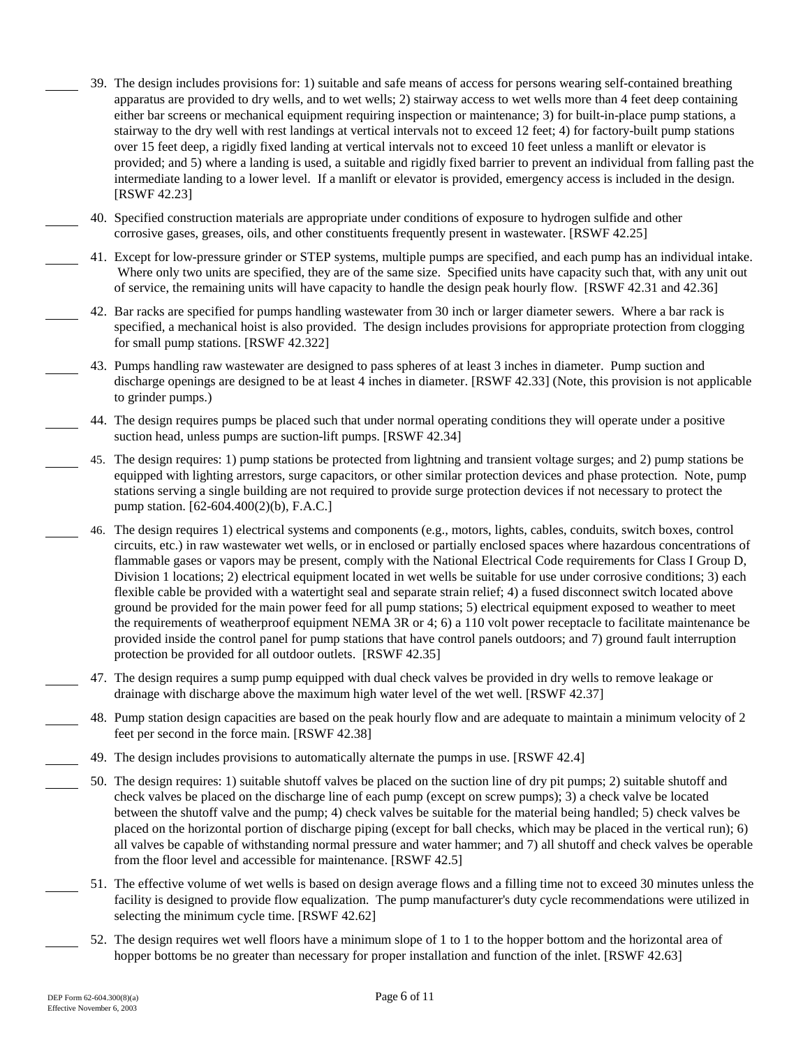_____ 39. The design includes provisions for: 1) suitable and safe means of access for persons wearing self-contained breathing apparatus are provided to dry wells, and to wet wells; 2) stairway access to wet wells more than 4 feet deep containing either bar screens or mechanical equipment requiring inspection or maintenance; 3) for built-in-place pump stations, a stairway to the dry well with rest landings at vertical intervals not to exceed 12 feet; 4) for factory-built pump stations over 15 feet deep, a rigidly fixed landing at vertical intervals not to exceed 10 feet unless a manlift or elevator is provided; and 5) where a landing is used, a suitable and rigidly fixed barrier to prevent an individual from falling past the intermediate landing to a lower level. If a manlift or elevator is provided, emergency access is included in the design. [RSWF 42.23]

_____ 40. Specified construction materials are appropriate under conditions of exposure to hydrogen sulfide and other corrosive gases, greases, oils, and other constituents frequently present in wastewater. [RSWF 42.25]

_____ 41. Except for low-pressure grinder or STEP systems, multiple pumps are specified, and each pump has an individual intake. Where only two units are specified, they are of the same size. Specified units have capacity such that, with any unit out of service, the remaining units will have capacity to handle the design peak hourly flow. [RSWF 42.31 and 42.36]

_____ 42. Bar racks are specified for pumps handling wastewater from 30 inch or larger diameter sewers. Where a bar rack is specified, a mechanical hoist is also provided. The design includes provisions for appropriate protection from clogging for small pump stations. [RSWF 42.322]

_____ 43. Pumps handling raw wastewater are designed to pass spheres of at least 3 inches in diameter. Pump suction and discharge openings are designed to be at least 4 inches in diameter. [RSWF 42.33] (Note, this provision is not applicable to grinder pumps.)

_____ 44. The design requires pumps be placed such that under normal operating conditions they will operate under a positive suction head, unless pumps are suction-lift pumps. [RSWF 42.34]

_____ 45. The design requires: 1) pump stations be protected from lightning and transient voltage surges; and 2) pump stations be equipped with lighting arrestors, surge capacitors, or other similar protection devices and phase protection. Note, pump stations serving a single building are not required to provide surge protection devices if not necessary to protect the pump station. [62-604.400(2)(b), F.A.C.]

_____ 46. The design requires 1) electrical systems and components (e.g., motors, lights, cables, conduits, switch boxes, control circuits, etc.) in raw wastewater wet wells, or in enclosed or partially enclosed spaces where hazardous concentrations of flammable gases or vapors may be present, comply with the National Electrical Code requirements for Class I Group D, Division 1 locations; 2) electrical equipment located in wet wells be suitable for use under corrosive conditions; 3) each flexible cable be provided with a watertight seal and separate strain relief; 4) a fused disconnect switch located above ground be provided for the main power feed for all pump stations; 5) electrical equipment exposed to weather to meet the requirements of weatherproof equipment NEMA 3R or 4; 6) a 110 volt power receptacle to facilitate maintenance be provided inside the control panel for pump stations that have control panels outdoors; and 7) ground fault interruption protection be provided for all outdoor outlets. [RSWF 42.35]

_____ 47. The design requires a sump pump equipped with dual check valves be provided in dry wells to remove leakage or drainage with discharge above the maximum high water level of the wet well. [RSWF 42.37]

_____ 48. Pump station design capacities are based on the peak hourly flow and are adequate to maintain a minimum velocity of 2 feet per second in the force main. [RSWF 42.38]

_____ 49. The design includes provisions to automatically alternate the pumps in use. [RSWF 42.4]

_____ 50. The design requires: 1) suitable shutoff valves be placed on the suction line of dry pit pumps; 2) suitable shutoff and check valves be placed on the discharge line of each pump (except on screw pumps); 3) a check valve be located between the shutoff valve and the pump; 4) check valves be suitable for the material being handled; 5) check valves be placed on the horizontal portion of discharge piping (except for ball checks, which may be placed in the vertical run); 6) all valves be capable of withstanding normal pressure and water hammer; and 7) all shutoff and check valves be operable from the floor level and accessible for maintenance. [RSWF 42.5]

_____ 51. The effective volume of wet wells is based on design average flows and a filling time not to exceed 30 minutes unless the facility is designed to provide flow equalization. The pump manufacturer's duty cycle recommendations were utilized in selecting the minimum cycle time. [RSWF 42.62]

_____ 52. The design requires wet well floors have a minimum slope of 1 to 1 to the hopper bottom and the horizontal area of hopper bottoms be no greater than necessary for proper installation and function of the inlet. [RSWF 42.63]

DEP Form 62-604.300(8)(a)
Effective November 6, 2003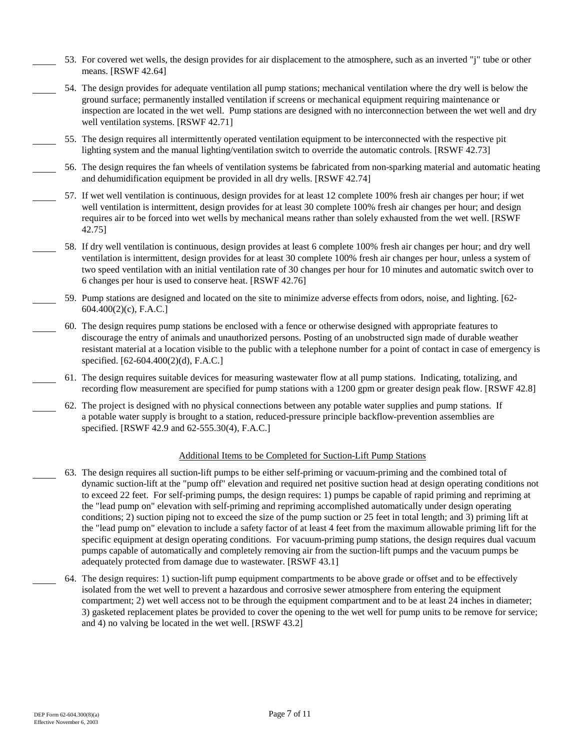_____ 53. For covered wet wells, the design provides for air displacement to the atmosphere, such as an inverted "j" tube or other means. [RSWF 42.64]

_____ 54. The design provides for adequate ventilation all pump stations; mechanical ventilation where the dry well is below the ground surface; permanently installed ventilation if screens or mechanical equipment requiring maintenance or inspection are located in the wet well. Pump stations are designed with no interconnection between the wet well and dry well ventilation systems. [RSWF 42.71]

_____ 55. The design requires all intermittently operated ventilation equipment to be interconnected with the respective pit lighting system and the manual lighting/ventilation switch to override the automatic controls. [RSWF 42.73]

_____ 56. The design requires the fan wheels of ventilation systems be fabricated from non-sparking material and automatic heating and dehumidification equipment be provided in all dry wells. [RSWF 42.74]

_____ 57. If wet well ventilation is continuous, design provides for at least 12 complete 100% fresh air changes per hour; if wet well ventilation is intermittent, design provides for at least 30 complete 100% fresh air changes per hour; and design requires air to be forced into wet wells by mechanical means rather than solely exhausted from the wet well. [RSWF 42.75]

_____ 58. If dry well ventilation is continuous, design provides at least 6 complete 100% fresh air changes per hour; and dry well ventilation is intermittent, design provides for at least 30 complete 100% fresh air changes per hour, unless a system of two speed ventilation with an initial ventilation rate of 30 changes per hour for 10 minutes and automatic switch over to 6 changes per hour is used to conserve heat. [RSWF 42.76]

_____ 59. Pump stations are designed and located on the site to minimize adverse effects from odors, noise, and lighting. [62-604.400(2)(c), F.A.C.]

_____ 60. The design requires pump stations be enclosed with a fence or otherwise designed with appropriate features to discourage the entry of animals and unauthorized persons. Posting of an unobstructed sign made of durable weather resistant material at a location visible to the public with a telephone number for a point of contact in case of emergency is specified. [62-604.400(2)(d), F.A.C.]

_____ 61. The design requires suitable devices for measuring wastewater flow at all pump stations. Indicating, totalizing, and recording flow measurement are specified for pump stations with a 1200 gpm or greater design peak flow. [RSWF 42.8]

_____ 62. The project is designed with no physical connections between any potable water supplies and pump stations. If a potable water supply is brought to a station, reduced-pressure principle backflow-prevention assemblies are specified. [RSWF 42.9 and 62-555.30(4), F.A.C.]

<u>Additional Items to be Completed for Suction-Lift Pump Stations</u>

_____ 63. The design requires all suction-lift pumps to be either self-priming or vacuum-priming and the combined total of dynamic suction-lift at the "pump off" elevation and required net positive suction head at design operating conditions not to exceed 22 feet. For self-priming pumps, the design requires: 1) pumps be capable of rapid priming and repriming at the "lead pump on" elevation with self-priming and repriming accomplished automatically under design operating conditions; 2) suction piping not to exceed the size of the pump suction or 25 feet in total length; and 3) priming lift at the "lead pump on" elevation to include a safety factor of at least 4 feet from the maximum allowable priming lift for the specific equipment at design operating conditions. For vacuum-priming pump stations, the design requires dual vacuum pumps capable of automatically and completely removing air from the suction-lift pumps and the vacuum pumps be adequately protected from damage due to wastewater. [RSWF 43.1]

_____ 64. The design requires: 1) suction-lift pump equipment compartments to be above grade or offset and to be effectively isolated from the wet well to prevent a hazardous and corrosive sewer atmosphere from entering the equipment compartment; 2) wet well access not to be through the equipment compartment and to be at least 24 inches in diameter; 3) gasketed replacement plates be provided to cover the opening to the wet well for pump units to be remove for service; and 4) no valving be located in the wet well. [RSWF 43.2]

DEP Form 62-604.300(8)(a)
Effective November 6, 2003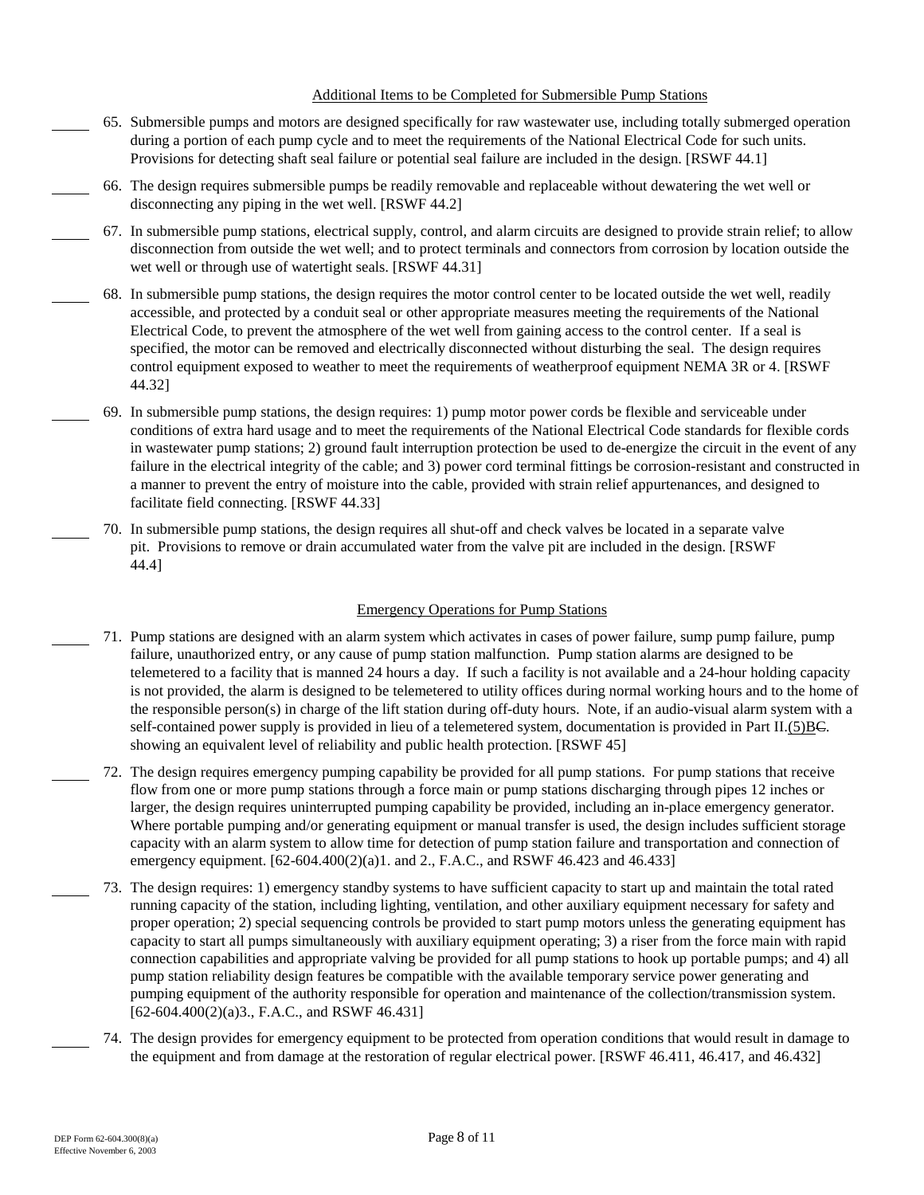## Additional Items to be Completed for Submersible Pump Stations

_____ 65. Submersible pumps and motors are designed specifically for raw wastewater use, including totally submerged operation during a portion of each pump cycle and to meet the requirements of the National Electrical Code for such units. Provisions for detecting shaft seal failure or potential seal failure are included in the design. [RSWF 44.1]

_____ 66. The design requires submersible pumps be readily removable and replaceable without dewatering the wet well or disconnecting any piping in the wet well. [RSWF 44.2]

_____ 67. In submersible pump stations, electrical supply, control, and alarm circuits are designed to provide strain relief; to allow disconnection from outside the wet well; and to protect terminals and connectors from corrosion by location outside the wet well or through use of watertight seals. [RSWF 44.31]

_____ 68. In submersible pump stations, the design requires the motor control center to be located outside the wet well, readily accessible, and protected by a conduit seal or other appropriate measures meeting the requirements of the National Electrical Code, to prevent the atmosphere of the wet well from gaining access to the control center. If a seal is specified, the motor can be removed and electrically disconnected without disturbing the seal. The design requires control equipment exposed to weather to meet the requirements of weatherproof equipment NEMA 3R or 4. [RSWF 44.32]

_____ 69. In submersible pump stations, the design requires: 1) pump motor power cords be flexible and serviceable under conditions of extra hard usage and to meet the requirements of the National Electrical Code standards for flexible cords in wastewater pump stations; 2) ground fault interruption protection be used to de-energize the circuit in the event of any failure in the electrical integrity of the cable; and 3) power cord terminal fittings be corrosion-resistant and constructed in a manner to prevent the entry of moisture into the cable, provided with strain relief appurtenances, and designed to facilitate field connecting. [RSWF 44.33]

_____ 70. In submersible pump stations, the design requires all shut-off and check valves be located in a separate valve pit. Provisions to remove or drain accumulated water from the valve pit are included in the design. [RSWF 44.4]

## Emergency Operations for Pump Stations

_____ 71. Pump stations are designed with an alarm system which activates in cases of power failure, sump pump failure, pump failure, unauthorized entry, or any cause of pump station malfunction. Pump station alarms are designed to be telemetered to a facility that is manned 24 hours a day. If such a facility is not available and a 24-hour holding capacity is not provided, the alarm is designed to be telemetered to utility offices during normal working hours and to the home of the responsible person(s) in charge of the lift station during off-duty hours. Note, if an audio-visual alarm system with a self-contained power supply is provided in lieu of a telemetered system, documentation is provided in Part II.(5)B~~C~~. showing an equivalent level of reliability and public health protection. [RSWF 45]

_____ 72. The design requires emergency pumping capability be provided for all pump stations. For pump stations that receive flow from one or more pump stations through a force main or pump stations discharging through pipes 12 inches or larger, the design requires uninterrupted pumping capability be provided, including an in-place emergency generator. Where portable pumping and/or generating equipment or manual transfer is used, the design includes sufficient storage capacity with an alarm system to allow time for detection of pump station failure and transportation and connection of emergency equipment. [62-604.400(2)(a)1. and 2., F.A.C., and RSWF 46.423 and 46.433]

_____ 73. The design requires: 1) emergency standby systems to have sufficient capacity to start up and maintain the total rated running capacity of the station, including lighting, ventilation, and other auxiliary equipment necessary for safety and proper operation; 2) special sequencing controls be provided to start pump motors unless the generating equipment has capacity to start all pumps simultaneously with auxiliary equipment operating; 3) a riser from the force main with rapid connection capabilities and appropriate valving be provided for all pump stations to hook up portable pumps; and 4) all pump station reliability design features be compatible with the available temporary service power generating and pumping equipment of the authority responsible for operation and maintenance of the collection/transmission system. [62-604.400(2)(a)3., F.A.C., and RSWF 46.431]

_____ 74. The design provides for emergency equipment to be protected from operation conditions that would result in damage to the equipment and from damage at the restoration of regular electrical power. [RSWF 46.411, 46.417, and 46.432]

DEP Form 62-604.300(8)(a)
Effective November 6, 2003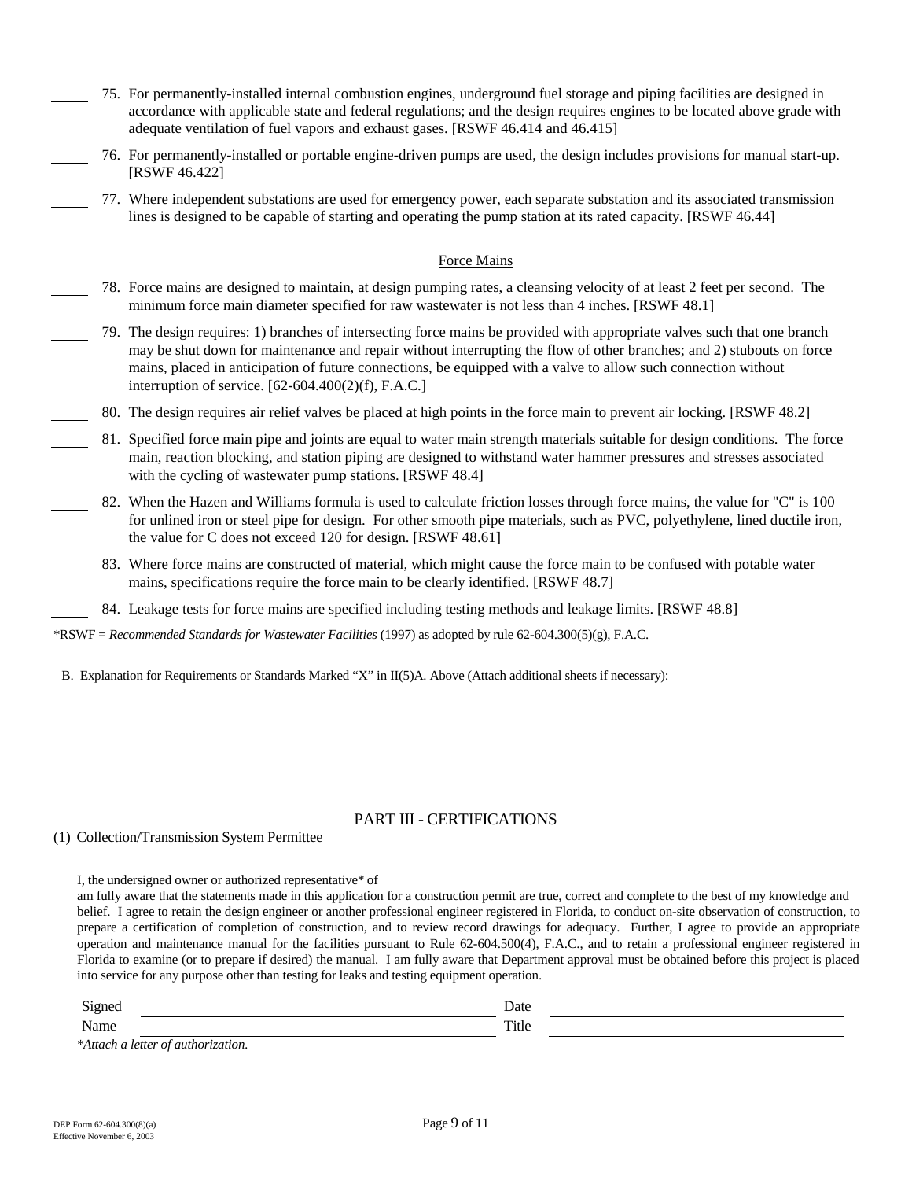_____ 75. For permanently-installed internal combustion engines, underground fuel storage and piping facilities are designed in accordance with applicable state and federal regulations; and the design requires engines to be located above grade with adequate ventilation of fuel vapors and exhaust gases. [RSWF 46.414 and 46.415]

_____ 76. For permanently-installed or portable engine-driven pumps are used, the design includes provisions for manual start-up. [RSWF 46.422]

_____ 77. Where independent substations are used for emergency power, each separate substation and its associated transmission lines is designed to be capable of starting and operating the pump station at its rated capacity. [RSWF 46.44]

### Force Mains

_____ 78. Force mains are designed to maintain, at design pumping rates, a cleansing velocity of at least 2 feet per second. The minimum force main diameter specified for raw wastewater is not less than 4 inches. [RSWF 48.1]

_____ 79. The design requires: 1) branches of intersecting force mains be provided with appropriate valves such that one branch may be shut down for maintenance and repair without interrupting the flow of other branches; and 2) stubouts on force mains, placed in anticipation of future connections, be equipped with a valve to allow such connection without interruption of service. [62-604.400(2)(f), F.A.C.]

_____ 80. The design requires air relief valves be placed at high points in the force main to prevent air locking. [RSWF 48.2]

_____ 81. Specified force main pipe and joints are equal to water main strength materials suitable for design conditions. The force main, reaction blocking, and station piping are designed to withstand water hammer pressures and stresses associated with the cycling of wastewater pump stations. [RSWF 48.4]

_____ 82. When the Hazen and Williams formula is used to calculate friction losses through force mains, the value for "C" is 100 for unlined iron or steel pipe for design. For other smooth pipe materials, such as PVC, polyethylene, lined ductile iron, the value for C does not exceed 120 for design. [RSWF 48.61]

_____ 83. Where force mains are constructed of material, which might cause the force main to be confused with potable water mains, specifications require the force main to be clearly identified. [RSWF 48.7]

_____ 84. Leakage tests for force mains are specified including testing methods and leakage limits. [RSWF 48.8]

*RSWF = *Recommended Standards for Wastewater Facilities* (1997) as adopted by rule 62-604.300(5)(g), F.A.C.

B. Explanation for Requirements or Standards Marked "X" in II(5)A. Above (Attach additional sheets if necessary):

## PART III - CERTIFICATIONS

(1) Collection/Transmission System Permittee

I, the undersigned owner or authorized representative* of ______________________________
am fully aware that the statements made in this application for a construction permit are true, correct and complete to the best of my knowledge and belief. I agree to retain the design engineer or another professional engineer registered in Florida, to conduct on-site observation of construction, to prepare a certification of completion of construction, and to review record drawings for adequacy. Further, I agree to provide an appropriate operation and maintenance manual for the facilities pursuant to Rule 62-604.500(4), F.A.C., and to retain a professional engineer registered in Florida to examine (or to prepare if desired) the manual. I am fully aware that Department approval must be obtained before this project is placed into service for any purpose other than testing for leaks and testing equipment operation.

Signed ______________________________ Date ______________________________

Name ______________________________ Title ______________________________

*Attach a letter of authorization.*

DEP Form 62-604.300(8)(a)
Effective November 6, 2003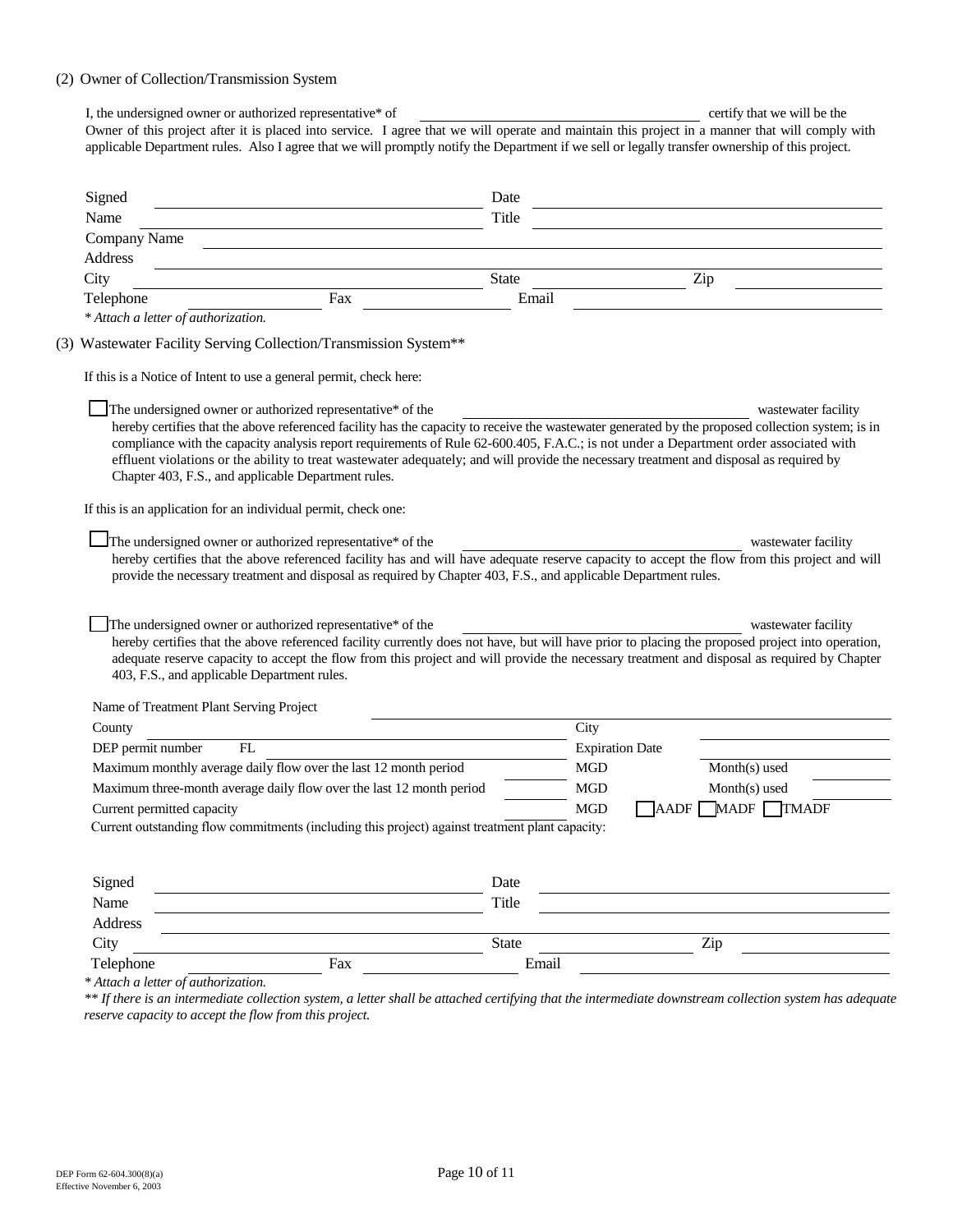(2) Owner of Collection/Transmission System

I, the undersigned owner or authorized representative* of \_\_\_\_\_\_\_\_\_\_\_\_\_\_\_\_\_\_\_\_ certify that we will be the Owner of this project after it is placed into service. I agree that we will operate and maintain this project in a manner that will comply with applicable Department rules. Also I agree that we will promptly notify the Department if we sell or legally transfer ownership of this project.

Signed \_\_\_\_\_\_\_\_\_\_\_\_\_\_\_\_\_\_\_\_ Date \_\_\_\_\_\_\_\_\_\_\_\_\_\_\_\_\_\_\_\_

Name \_\_\_\_\_\_\_\_\_\_\_\_\_\_\_\_\_\_\_\_ Title \_\_\_\_\_\_\_\_\_\_\_\_\_\_\_\_\_\_\_\_

Company Name \_\_\_\_\_\_\_\_\_\_\_\_\_\_\_\_\_\_\_\_

Address \_\_\_\_\_\_\_\_\_\_\_\_\_\_\_\_\_\_\_\_

City \_\_\_\_\_\_\_\_\_\_\_\_\_\_\_\_\_\_\_\_ State \_\_\_\_\_\_\_\_\_\_ Zip \_\_\_\_\_\_\_\_\_\_

Telephone \_\_\_\_\_\_\_\_\_\_ Fax \_\_\_\_\_\_\_\_\_\_ Email \_\_\_\_\_\_\_\_\_\_\_\_\_\_\_\_\_\_\_\_

*\* Attach a letter of authorization.*

(3) Wastewater Facility Serving Collection/Transmission System**

If this is a Notice of Intent to use a general permit, check here:

☐ The undersigned owner or authorized representative* of the \_\_\_\_\_\_\_\_\_\_\_\_\_\_\_\_\_\_\_\_ wastewater facility hereby certifies that the above referenced facility has the capacity to receive the wastewater generated by the proposed collection system; is in compliance with the capacity analysis report requirements of Rule 62-600.405, F.A.C.; is not under a Department order associated with effluent violations or the ability to treat wastewater adequately; and will provide the necessary treatment and disposal as required by Chapter 403, F.S., and applicable Department rules.

If this is an application for an individual permit, check one:

☐ The undersigned owner or authorized representative* of the \_\_\_\_\_\_\_\_\_\_\_\_\_\_\_\_\_\_\_\_ wastewater facility hereby certifies that the above referenced facility has and will have adequate reserve capacity to accept the flow from this project and will provide the necessary treatment and disposal as required by Chapter 403, F.S., and applicable Department rules.

☐ The undersigned owner or authorized representative* of the \_\_\_\_\_\_\_\_\_\_\_\_\_\_\_\_\_\_\_\_ wastewater facility hereby certifies that the above referenced facility currently does not have, but will have prior to placing the proposed project into operation, adequate reserve capacity to accept the flow from this project and will provide the necessary treatment and disposal as required by Chapter 403, F.S., and applicable Department rules.

Name of Treatment Plant Serving Project \_\_\_\_\_\_\_\_\_\_\_\_\_\_\_\_\_\_\_\_

County \_\_\_\_\_\_\_\_\_\_\_\_\_\_\_\_\_\_\_\_ City \_\_\_\_\_\_\_\_\_\_\_\_\_\_\_\_\_\_\_\_

DEP permit number FL \_\_\_\_\_\_\_\_\_\_\_\_\_\_\_\_\_\_\_\_ Expiration Date \_\_\_\_\_\_\_\_\_\_\_\_\_\_\_\_\_\_\_\_

Maximum monthly average daily flow over the last 12 month period \_\_\_\_\_\_\_\_\_\_ MGD Month(s) used \_\_\_\_\_\_\_\_\_\_

Maximum three-month average daily flow over the last 12 month period \_\_\_\_\_\_\_\_\_\_ MGD Month(s) used \_\_\_\_\_\_\_\_\_\_

Current permitted capacity \_\_\_\_\_\_\_\_\_\_ MGD ☐ AADF ☐ MADF ☐ TMADF

Current outstanding flow commitments (including this project) against treatment plant capacity:

Signed \_\_\_\_\_\_\_\_\_\_\_\_\_\_\_\_\_\_\_\_ Date \_\_\_\_\_\_\_\_\_\_\_\_\_\_\_\_\_\_\_\_

Name \_\_\_\_\_\_\_\_\_\_\_\_\_\_\_\_\_\_\_\_ Title \_\_\_\_\_\_\_\_\_\_\_\_\_\_\_\_\_\_\_\_

Address \_\_\_\_\_\_\_\_\_\_\_\_\_\_\_\_\_\_\_\_

City \_\_\_\_\_\_\_\_\_\_\_\_\_\_\_\_\_\_\_\_ State \_\_\_\_\_\_\_\_\_\_ Zip \_\_\_\_\_\_\_\_\_\_

Telephone \_\_\_\_\_\_\_\_\_\_ Fax \_\_\_\_\_\_\_\_\_\_ Email \_\_\_\_\_\_\_\_\_\_\_\_\_\_\_\_\_\_\_\_

*\* Attach a letter of authorization.*

*\*\* If there is an intermediate collection system, a letter shall be attached certifying that the intermediate downstream collection system has adequate reserve capacity to accept the flow from this project.*

DEP Form 62-604.300(8)(a)
Effective November 6, 2003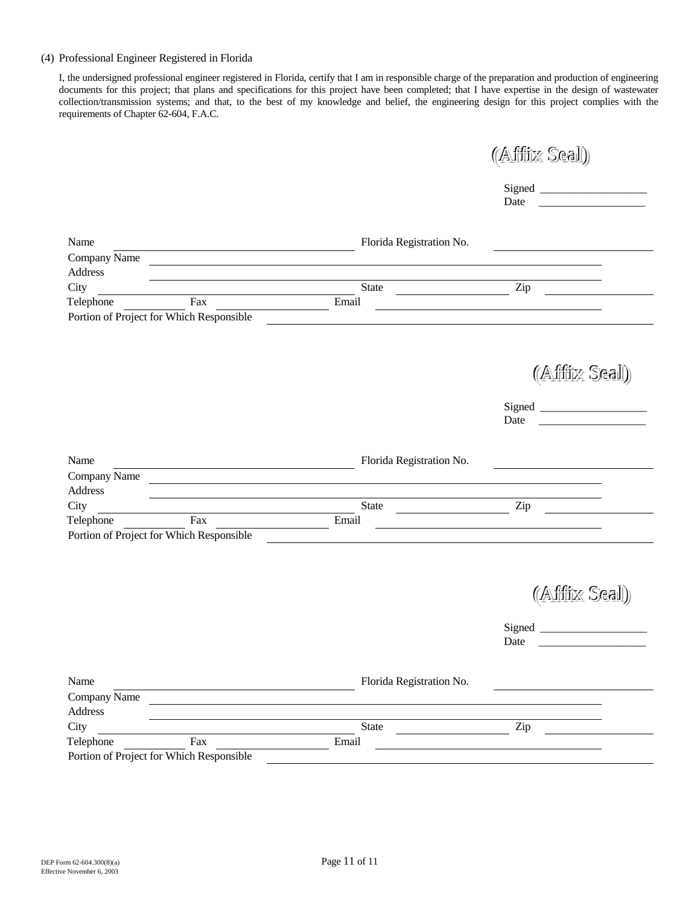(4) Professional Engineer Registered in Florida

I, the undersigned professional engineer registered in Florida, certify that I am in responsible charge of the preparation and production of engineering documents for this project; that plans and specifications for this project have been completed; that I have expertise in the design of wastewater collection/transmission systems; and that, to the best of my knowledge and belief, the engineering design for this project complies with the requirements of Chapter 62-604, F.A.C.

(Affix Seal)

Signed ___________________
Date ___________________

Name ______________________________ Florida Registration No. ______________________
Company Name ______________________________________________________________
Address ___________________________________________________________________
City ______________________________ State ________________ Zip ________________
Telephone __________ Fax ______________ Email ____________________________
Portion of Project for Which Responsible ______________________________________________

(Affix Seal)

Signed ___________________
Date ___________________

Name ______________________________ Florida Registration No. ______________________
Company Name ______________________________________________________________
Address ___________________________________________________________________
City ______________________________ State ________________ Zip ________________
Telephone __________ Fax ______________ Email ____________________________
Portion of Project for Which Responsible ______________________________________________

(Affix Seal)

Signed ___________________
Date ___________________

Name ______________________________ Florida Registration No. ______________________
Company Name ______________________________________________________________
Address ___________________________________________________________________
City ______________________________ State ________________ Zip ________________
Telephone __________ Fax ______________ Email ____________________________
Portion of Project for Which Responsible ______________________________________________

DEP Form 62-604.300(8)(a)
Effective November 6, 2003